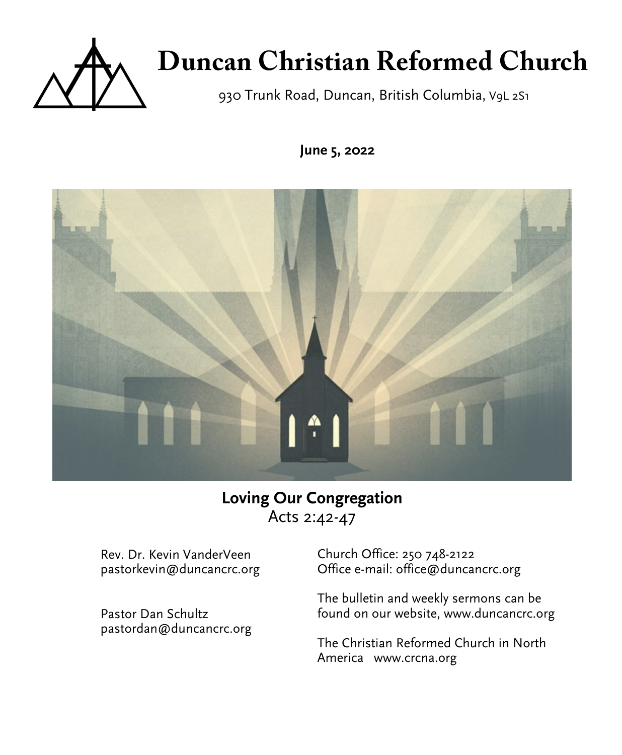# Duncan Christian Reformed Church

930 Trunk Road, Duncan, British Columbia, V9L 2S1

**June 5, 2022**

**Loving Our Congregation**
Acts 2:42-47

Rev. Dr. Kevin VanderVeen
pastorkevin@duncancrc.org

Pastor Dan Schultz
pastordan@duncancrc.org

Church Office: 250 748-2122
Office e-mail: office@duncancrc.org

The bulletin and weekly sermons can be found on our website, www.duncancrc.org

The Christian Reformed Church in North America www.crcna.org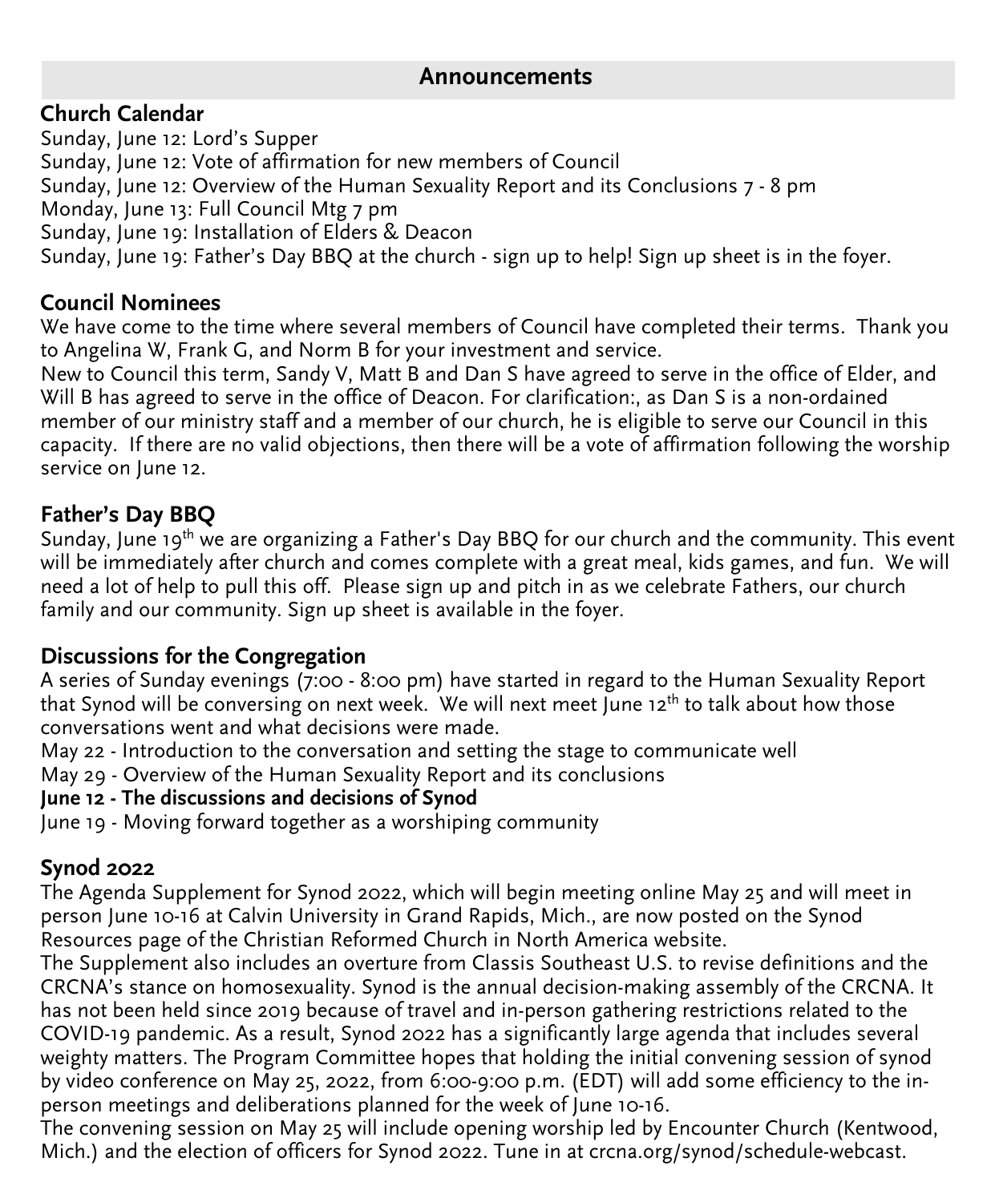## Announcements

### Church Calendar

Sunday, June 12: Lord's Supper
Sunday, June 12: Vote of affirmation for new members of Council
Sunday, June 12: Overview of the Human Sexuality Report and its Conclusions 7 - 8 pm
Monday, June 13: Full Council Mtg 7 pm
Sunday, June 19: Installation of Elders & Deacon
Sunday, June 19: Father's Day BBQ at the church - sign up to help! Sign up sheet is in the foyer.

### Council Nominees

We have come to the time where several members of Council have completed their terms. Thank you to Angelina W, Frank G, and Norm B for your investment and service.
New to Council this term, Sandy V, Matt B and Dan S have agreed to serve in the office of Elder, and Will B has agreed to serve in the office of Deacon. For clarification:, as Dan S is a non-ordained member of our ministry staff and a member of our church, he is eligible to serve our Council in this capacity. If there are no valid objections, then there will be a vote of affirmation following the worship service on June 12.

### Father's Day BBQ

Sunday, June 19th we are organizing a Father's Day BBQ for our church and the community. This event will be immediately after church and comes complete with a great meal, kids games, and fun. We will need a lot of help to pull this off. Please sign up and pitch in as we celebrate Fathers, our church family and our community. Sign up sheet is available in the foyer.

### Discussions for the Congregation

A series of Sunday evenings (7:00 - 8:00 pm) have started in regard to the Human Sexuality Report that Synod will be conversing on next week. We will next meet June 12th to talk about how those conversations went and what decisions were made.
May 22 - Introduction to the conversation and setting the stage to communicate well
May 29 - Overview of the Human Sexuality Report and its conclusions
**June 12 - The discussions and decisions of Synod**
June 19 - Moving forward together as a worshiping community

### Synod 2022

The Agenda Supplement for Synod 2022, which will begin meeting online May 25 and will meet in person June 10-16 at Calvin University in Grand Rapids, Mich., are now posted on the Synod Resources page of the Christian Reformed Church in North America website.
The Supplement also includes an overture from Classis Southeast U.S. to revise definitions and the CRCNA's stance on homosexuality. Synod is the annual decision-making assembly of the CRCNA. It has not been held since 2019 because of travel and in-person gathering restrictions related to the COVID-19 pandemic. As a result, Synod 2022 has a significantly large agenda that includes several weighty matters. The Program Committee hopes that holding the initial convening session of synod by video conference on May 25, 2022, from 6:00-9:00 p.m. (EDT) will add some efficiency to the in-person meetings and deliberations planned for the week of June 10-16.
The convening session on May 25 will include opening worship led by Encounter Church (Kentwood, Mich.) and the election of officers for Synod 2022. Tune in at crcna.org/synod/schedule-webcast.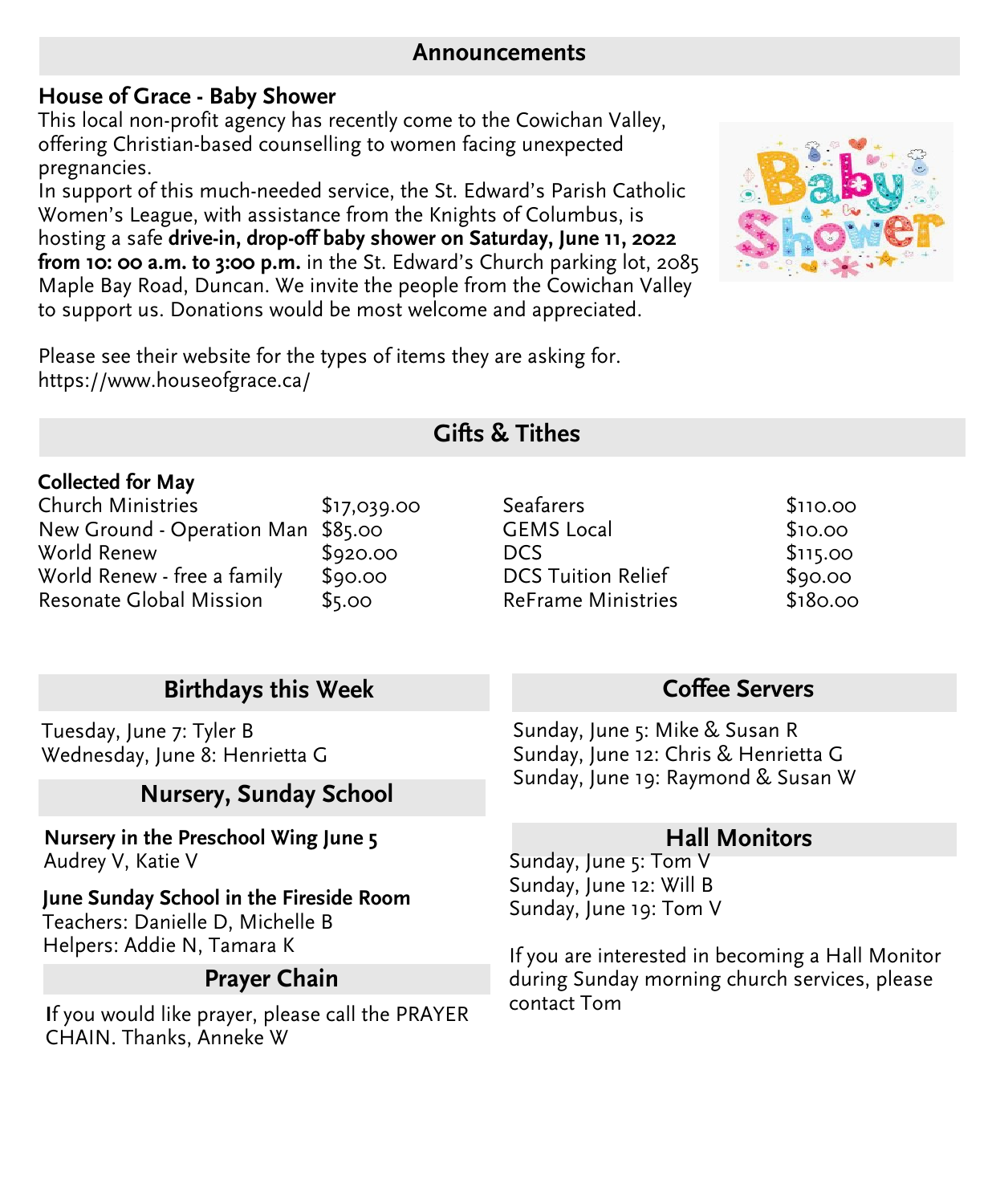## Announcements

### House of Grace - Baby Shower

This local non-profit agency has recently come to the Cowichan Valley, offering Christian-based counselling to women facing unexpected pregnancies.

In support of this much-needed service, the St. Edward's Parish Catholic Women's League, with assistance from the Knights of Columbus, is hosting a safe **drive-in, drop-off baby shower on Saturday, June 11, 2022 from 10: 00 a.m. to 3:00 p.m.** in the St. Edward's Church parking lot, 2085 Maple Bay Road, Duncan. We invite the people from the Cowichan Valley to support us. Donations would be most welcome and appreciated.

Please see their website for the types of items they are asking for. https://www.houseofgrace.ca/

## Gifts & Tithes

**Collected for May**

| | | | |
|---|---|---|---|
| Church Ministries | $17,039.00 | Seafarers | $110.00 |
| New Ground - Operation Man | $85.00 | GEMS Local | $10.00 |
| World Renew | $920.00 | DCS | $115.00 |
| World Renew - free a family | $90.00 | DCS Tuition Relief | $90.00 |
| Resonate Global Mission | $5.00 | ReFrame Ministries | $180.00 |

## Birthdays this Week

Tuesday, June 7: Tyler B
Wednesday, June 8: Henrietta G

## Nursery, Sunday School

**Nursery in the Preschool Wing June 5**
Audrey V, Katie V

**June Sunday School in the Fireside Room**
Teachers: Danielle D, Michelle B
Helpers: Addie N, Tamara K

## Prayer Chain

If you would like prayer, please call the PRAYER CHAIN. Thanks, Anneke W

## Coffee Servers

Sunday, June 5: Mike & Susan R
Sunday, June 12: Chris & Henrietta G
Sunday, June 19: Raymond & Susan W

## Hall Monitors

Sunday, June 5: Tom V
Sunday, June 12: Will B
Sunday, June 19: Tom V

If you are interested in becoming a Hall Monitor during Sunday morning church services, please contact Tom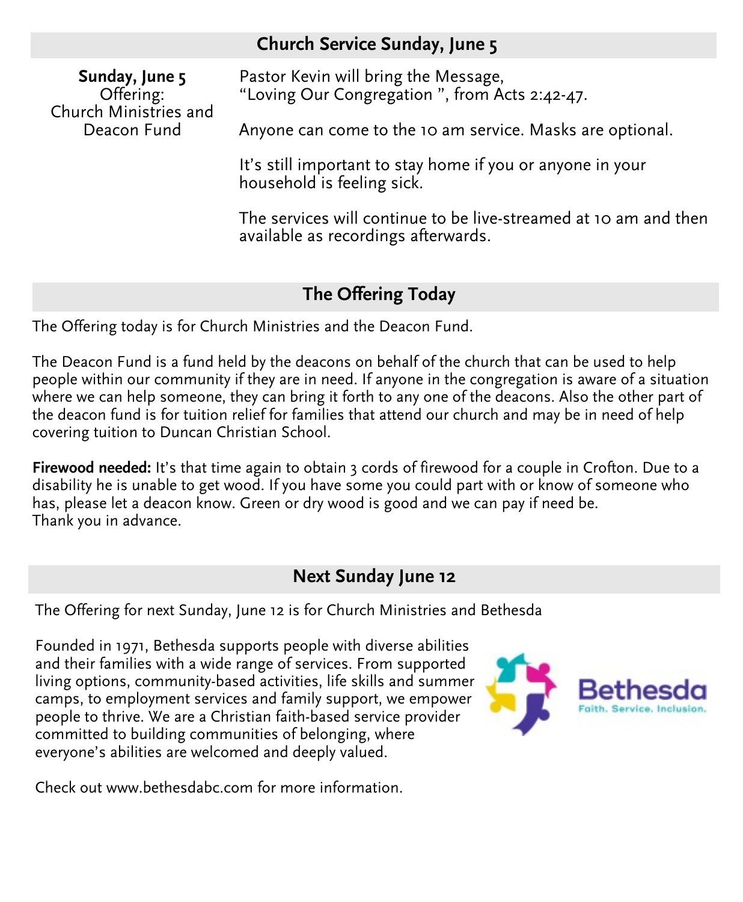## Church Service Sunday, June 5

**Sunday, June 5**
Offering:
Church Ministries and Deacon Fund

Pastor Kevin will bring the Message, "Loving Our Congregation ", from Acts 2:42-47.

Anyone can come to the 10 am service. Masks are optional.

It's still important to stay home if you or anyone in your household is feeling sick.

The services will continue to be live-streamed at 10 am and then available as recordings afterwards.

## The Offering Today

The Offering today is for Church Ministries and the Deacon Fund.

The Deacon Fund is a fund held by the deacons on behalf of the church that can be used to help people within our community if they are in need. If anyone in the congregation is aware of a situation where we can help someone, they can bring it forth to any one of the deacons. Also the other part of the deacon fund is for tuition relief for families that attend our church and may be in need of help covering tuition to Duncan Christian School.

**Firewood needed:** It's that time again to obtain 3 cords of firewood for a couple in Crofton. Due to a disability he is unable to get wood. If you have some you could part with or know of someone who has, please let a deacon know. Green or dry wood is good and we can pay if need be.
Thank you in advance.

## Next Sunday June 12

The Offering for next Sunday, June 12 is for Church Ministries and Bethesda

Founded in 1971, Bethesda supports people with diverse abilities and their families with a wide range of services. From supported living options, community-based activities, life skills and summer camps, to employment services and family support, we empower people to thrive. We are a Christian faith-based service provider committed to building communities of belonging, where everyone's abilities are welcomed and deeply valued.

Bethesda
Faith. Service. Inclusion.

Check out www.bethesdabc.com for more information.